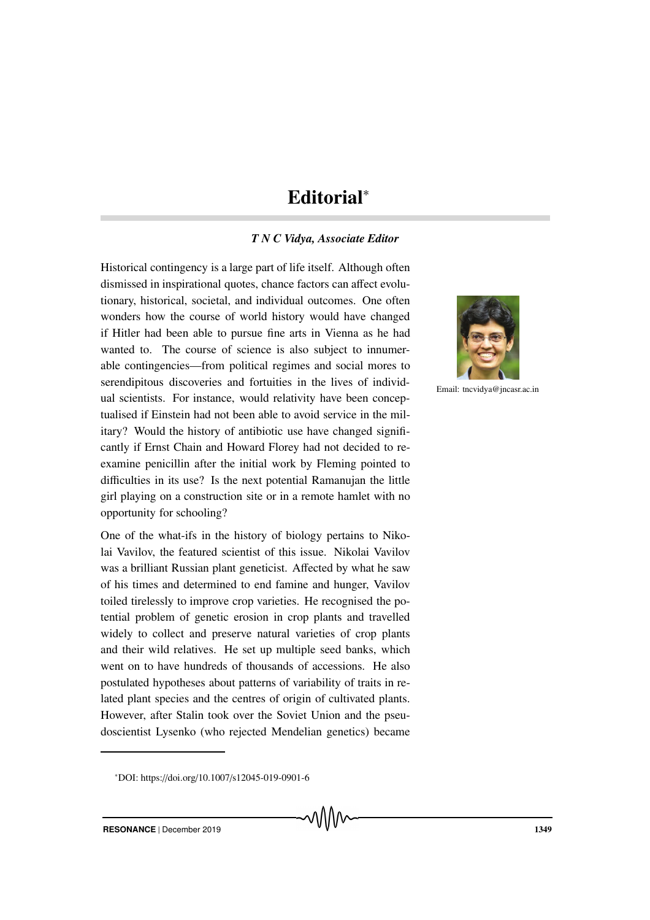# Editorial*

***T N C Vidya, Associate Editor***

Email: tncvidya@jncasr.ac.in

Historical contingency is a large part of life itself. Although often dismissed in inspirational quotes, chance factors can affect evolutionary, historical, societal, and individual outcomes. One often wonders how the course of world history would have changed if Hitler had been able to pursue fine arts in Vienna as he had wanted to. The course of science is also subject to innumerable contingencies—from political regimes and social mores to serendipitous discoveries and fortuities in the lives of individual scientists. For instance, would relativity have been conceptualised if Einstein had not been able to avoid service in the military? Would the history of antibiotic use have changed significantly if Ernst Chain and Howard Florey had not decided to reexamine penicillin after the initial work by Fleming pointed to difficulties in its use? Is the next potential Ramanujan the little girl playing on a construction site or in a remote hamlet with no opportunity for schooling?

One of the what-ifs in the history of biology pertains to Nikolai Vavilov, the featured scientist of this issue. Nikolai Vavilov was a brilliant Russian plant geneticist. Affected by what he saw of his times and determined to end famine and hunger, Vavilov toiled tirelessly to improve crop varieties. He recognised the potential problem of genetic erosion in crop plants and travelled widely to collect and preserve natural varieties of crop plants and their wild relatives. He set up multiple seed banks, which went on to have hundreds of thousands of accessions. He also postulated hypotheses about patterns of variability of traits in related plant species and the centres of origin of cultivated plants. However, after Stalin took over the Soviet Union and the pseudoscientist Lysenko (who rejected Mendelian genetics) became

---

*DOI: https://doi.org/10.1007/s12045-019-0901-6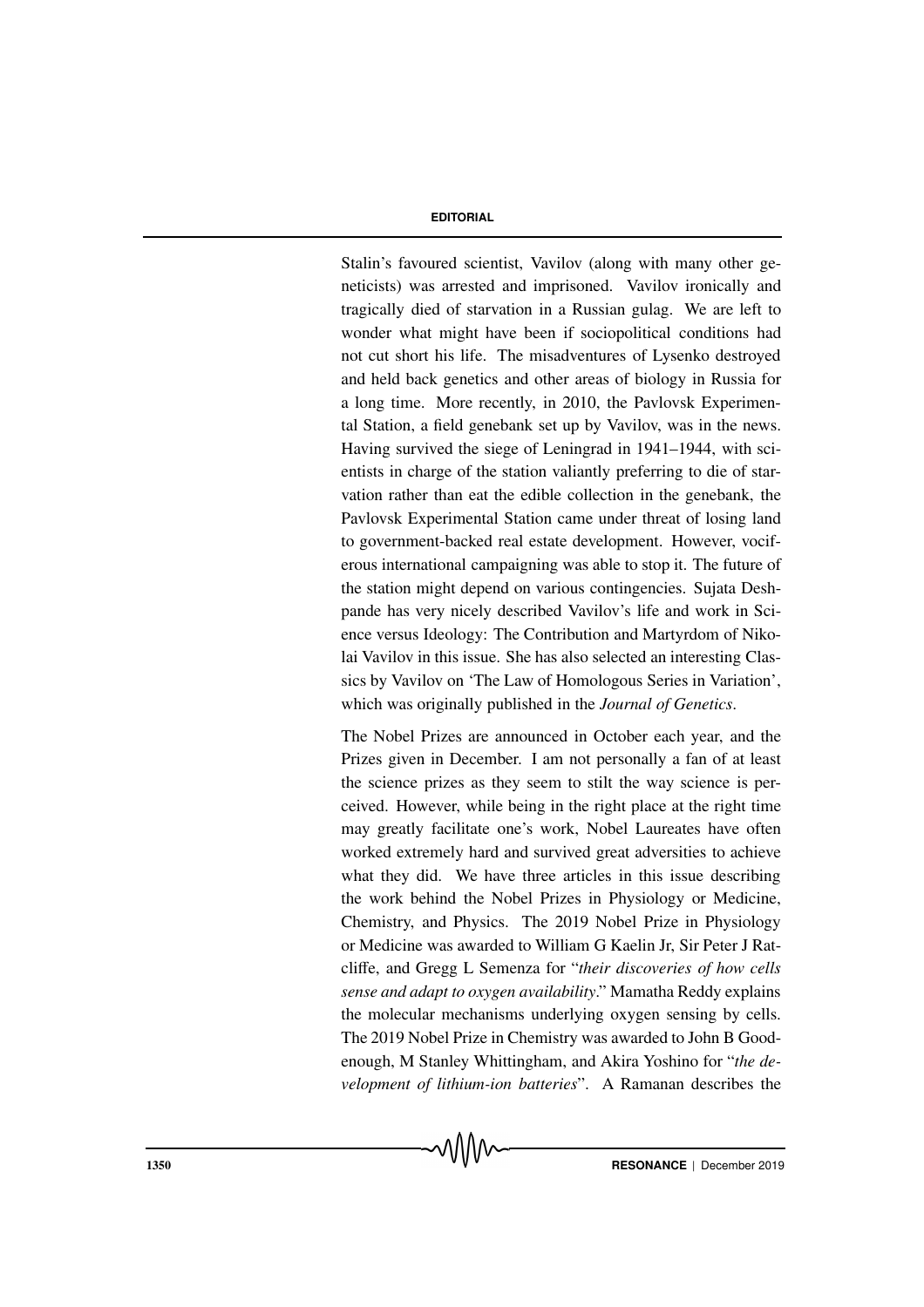Stalin's favoured scientist, Vavilov (along with many other geneticists) was arrested and imprisoned. Vavilov ironically and tragically died of starvation in a Russian gulag. We are left to wonder what might have been if sociopolitical conditions had not cut short his life. The misadventures of Lysenko destroyed and held back genetics and other areas of biology in Russia for a long time. More recently, in 2010, the Pavlovsk Experimental Station, a field genebank set up by Vavilov, was in the news. Having survived the siege of Leningrad in 1941–1944, with scientists in charge of the station valiantly preferring to die of starvation rather than eat the edible collection in the genebank, the Pavlovsk Experimental Station came under threat of losing land to government-backed real estate development. However, vociferous international campaigning was able to stop it. The future of the station might depend on various contingencies. Sujata Deshpande has very nicely described Vavilov's life and work in Science versus Ideology: The Contribution and Martyrdom of Nikolai Vavilov in this issue. She has also selected an interesting Classics by Vavilov on 'The Law of Homologous Series in Variation', which was originally published in the *Journal of Genetics*.

The Nobel Prizes are announced in October each year, and the Prizes given in December. I am not personally a fan of at least the science prizes as they seem to stilt the way science is perceived. However, while being in the right place at the right time may greatly facilitate one's work, Nobel Laureates have often worked extremely hard and survived great adversities to achieve what they did. We have three articles in this issue describing the work behind the Nobel Prizes in Physiology or Medicine, Chemistry, and Physics. The 2019 Nobel Prize in Physiology or Medicine was awarded to William G Kaelin Jr, Sir Peter J Ratcliffe, and Gregg L Semenza for "*their discoveries of how cells sense and adapt to oxygen availability*." Mamatha Reddy explains the molecular mechanisms underlying oxygen sensing by cells. The 2019 Nobel Prize in Chemistry was awarded to John B Goodenough, M Stanley Whittingham, and Akira Yoshino for "*the development of lithium-ion batteries*". A Ramanan describes the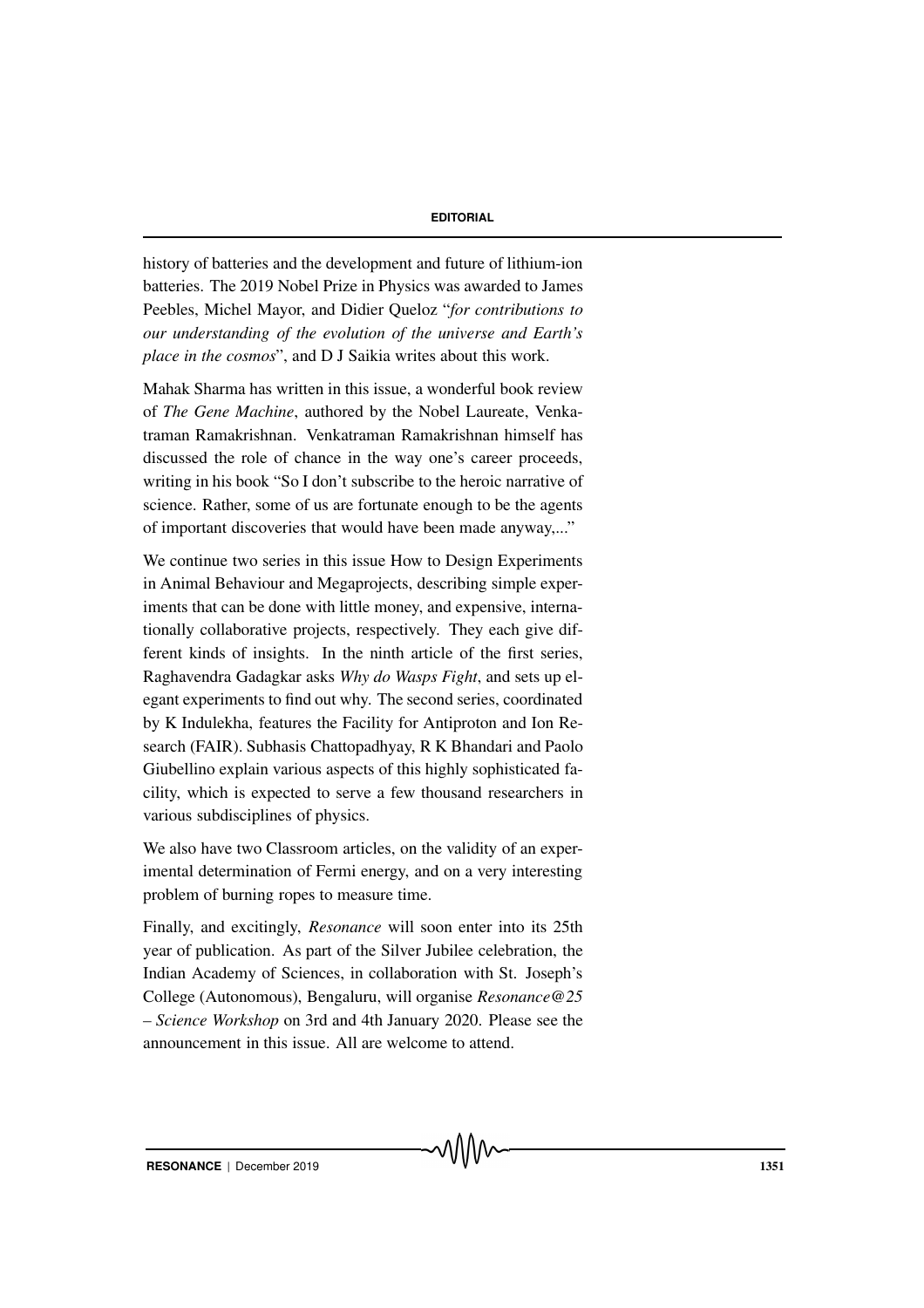history of batteries and the development and future of lithium-ion batteries. The 2019 Nobel Prize in Physics was awarded to James Peebles, Michel Mayor, and Didier Queloz "*for contributions to our understanding of the evolution of the universe and Earth's place in the cosmos*", and D J Saikia writes about this work.

Mahak Sharma has written in this issue, a wonderful book review of *The Gene Machine*, authored by the Nobel Laureate, Venkatraman Ramakrishnan. Venkatraman Ramakrishnan himself has discussed the role of chance in the way one's career proceeds, writing in his book "So I don't subscribe to the heroic narrative of science. Rather, some of us are fortunate enough to be the agents of important discoveries that would have been made anyway,..."

We continue two series in this issue How to Design Experiments in Animal Behaviour and Megaprojects, describing simple experiments that can be done with little money, and expensive, internationally collaborative projects, respectively. They each give different kinds of insights. In the ninth article of the first series, Raghavendra Gadagkar asks *Why do Wasps Fight*, and sets up elegant experiments to find out why. The second series, coordinated by K Indulekha, features the Facility for Antiproton and Ion Research (FAIR). Subhasis Chattopadhyay, R K Bhandari and Paolo Giubellino explain various aspects of this highly sophisticated facility, which is expected to serve a few thousand researchers in various subdisciplines of physics.

We also have two Classroom articles, on the validity of an experimental determination of Fermi energy, and on a very interesting problem of burning ropes to measure time.

Finally, and excitingly, *Resonance* will soon enter into its 25th year of publication. As part of the Silver Jubilee celebration, the Indian Academy of Sciences, in collaboration with St. Joseph's College (Autonomous), Bengaluru, will organise *Resonance@25 – Science Workshop* on 3rd and 4th January 2020. Please see the announcement in this issue. All are welcome to attend.